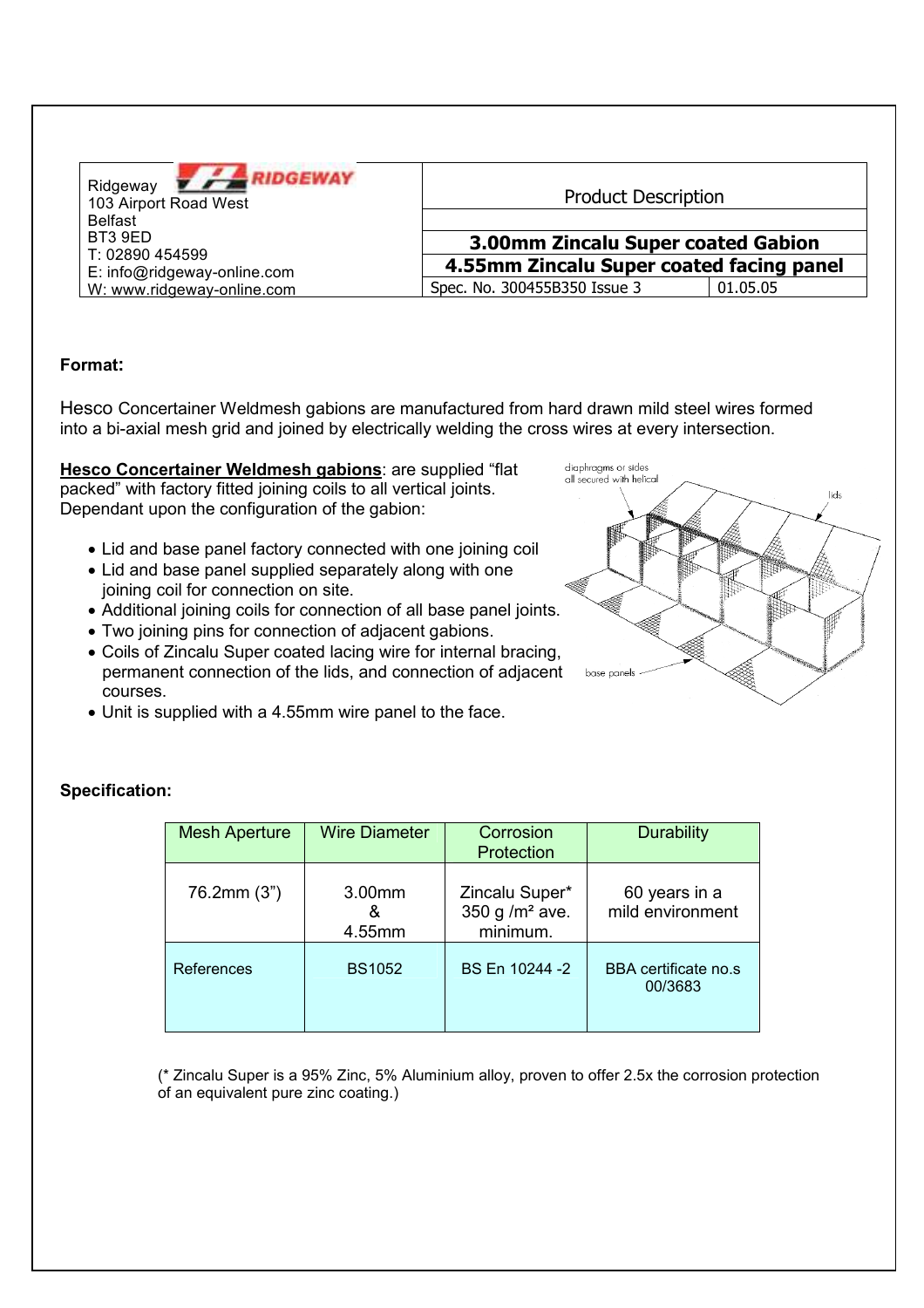| Ridgeway<br>103 Airport Road West<br>Belfast<br>BT3 9ED<br>T: 02890 454599<br>E: info@ridgeway-online.com<br>W: www.ridgeway-online.com | Product Description | |
|---|---|---|
| | **3.00mm Zincalu Super coated Gabion** | |
| | **4.55mm Zincalu Super coated facing panel** | |
| | Spec. No. 300455B350 Issue 3 | 01.05.05 |

**Format:**

Hesco Concertainer Weldmesh gabions are manufactured from hard drawn mild steel wires formed into a bi-axial mesh grid and joined by electrically welding the cross wires at every intersection.

**Hesco Concertainer Weldmesh gabions**: are supplied "flat packed" with factory fitted joining coils to all vertical joints. Dependant upon the configuration of the gabion:

- Lid and base panel factory connected with one joining coil
- Lid and base panel supplied separately along with one joining coil for connection on site.
- Additional joining coils for connection of all base panel joints.
- Two joining pins for connection of adjacent gabions.
- Coils of Zincalu Super coated lacing wire for internal bracing, permanent connection of the lids, and connection of adjacent courses.
- Unit is supplied with a 4.55mm wire panel to the face.

**Specification:**

| Mesh Aperture | Wire Diameter | Corrosion Protection | Durability |
|---|---|---|---|
| 76.2mm (3") | 3.00mm & 4.55mm | Zincalu Super* 350 g /m² ave. minimum. | 60 years in a mild environment |
| References | BS1052 | BS En 10244 -2 | BBA certificate no.s 00/3683 |

(* Zincalu Super is a 95% Zinc, 5% Aluminium alloy, proven to offer 2.5x the corrosion protection of an equivalent pure zinc coating.)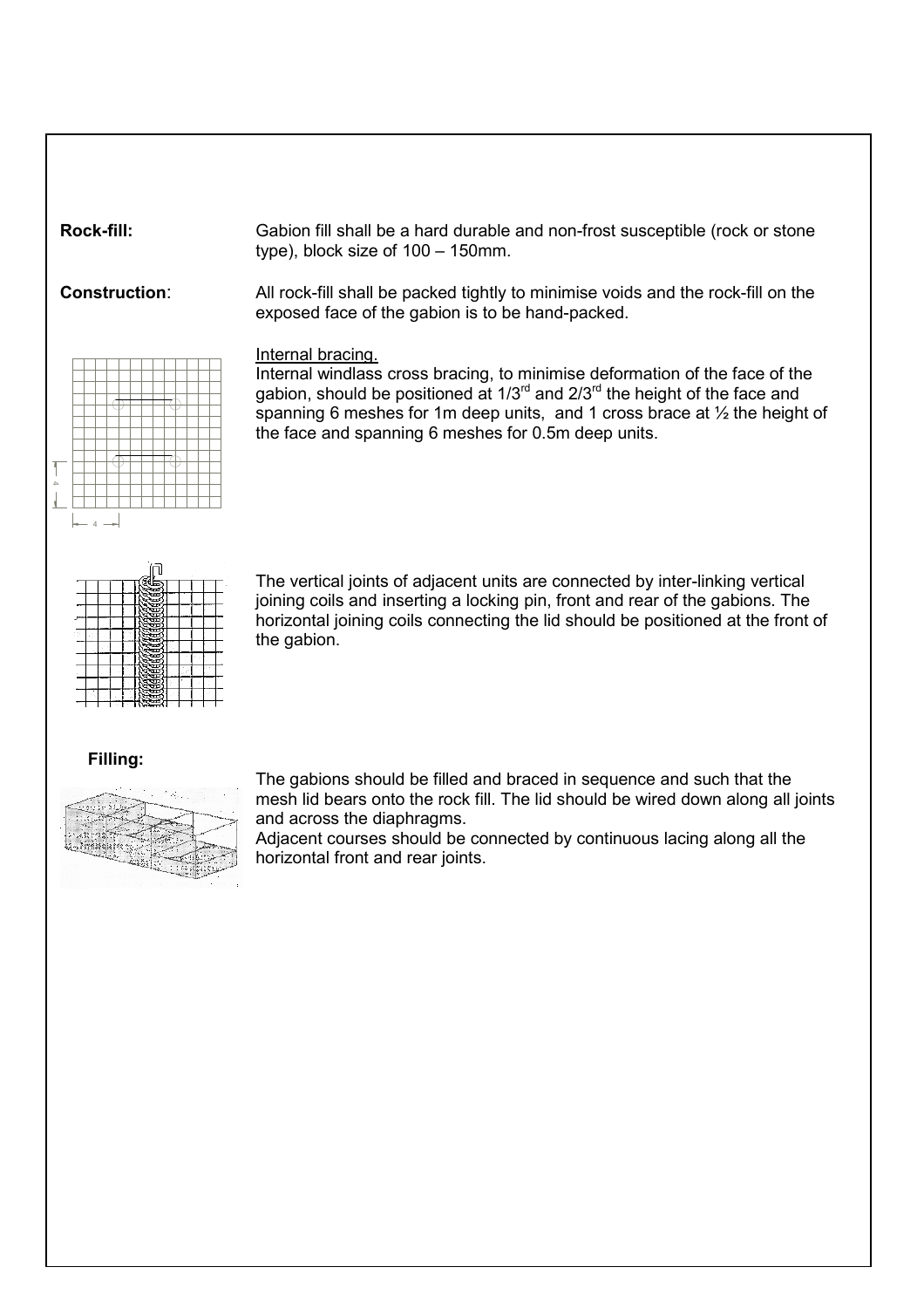**Rock-fill:** Gabion fill shall be a hard durable and non-frost susceptible (rock or stone type), block size of 100 – 150mm.

**Construction**: All rock-fill shall be packed tightly to minimise voids and the rock-fill on the exposed face of the gabion is to be hand-packed.

Internal bracing.

Internal windlass cross bracing, to minimise deformation of the face of the gabion, should be positioned at 1/3rd and 2/3rd the height of the face and spanning 6 meshes for 1m deep units, and 1 cross brace at ½ the height of the face and spanning 6 meshes for 0.5m deep units.

The vertical joints of adjacent units are connected by inter-linking vertical joining coils and inserting a locking pin, front and rear of the gabions. The horizontal joining coils connecting the lid should be positioned at the front of the gabion.

**Filling:**

The gabions should be filled and braced in sequence and such that the mesh lid bears onto the rock fill. The lid should be wired down along all joints and across the diaphragms.

Adjacent courses should be connected by continuous lacing along all the horizontal front and rear joints.